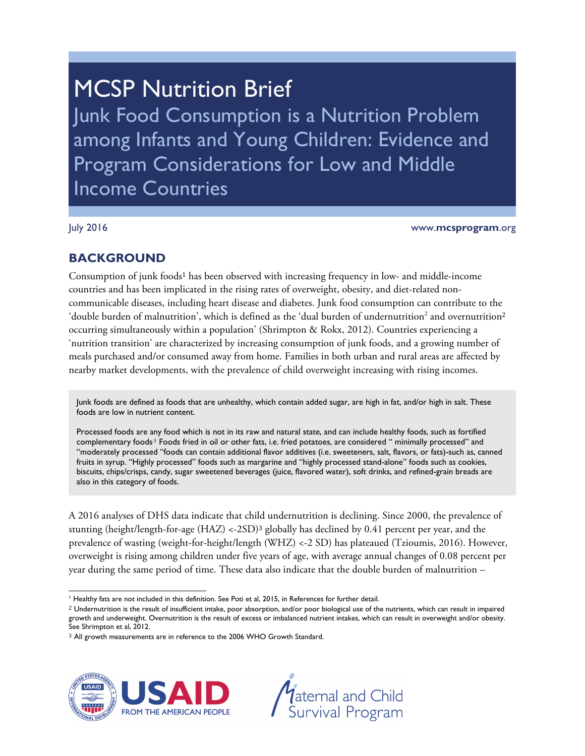# MCSP Nutrition Brief

## Junk Food Consumption is a Nutrition Problem among Infants and Young Children: Evidence and Program Considerations for Low and Middle Income Countries

July 2016 www.mcsprogram.org

## BACKGROUND

Consumption of junk foods[1] has been observed with increasing frequency in low- and middle-income countries and has been implicated in the rising rates of overweight, obesity, and diet-related non-communicable diseases, including heart disease and diabetes. Junk food consumption can contribute to the 'double burden of malnutrition', which is defined as the 'dual burden of undernutrition[2] and overnutrition[2] occurring simultaneously within a population' (Shrimpton & Rokx, 2012). Countries experiencing a 'nutrition transition' are characterized by increasing consumption of junk foods, and a growing number of meals purchased and/or consumed away from home. Families in both urban and rural areas are affected by nearby market developments, with the prevalence of child overweight increasing with rising incomes.

> Junk foods are defined as foods that are unhealthy, which contain added sugar, are high in fat, and/or high in salt. These foods are low in nutrient content.
>
> Processed foods are any food which is not in its raw and natural state, and can include healthy foods, such as fortified complementary foods.[1] Foods fried in oil or other fats, i.e. fried potatoes, are considered " minimally processed" and "moderately processed "foods can contain additional flavor additives (i.e. sweeteners, salt, flavors, or fats)-such as, canned fruits in syrup. "Highly processed" foods such as margarine and "highly processed stand-alone" foods such as cookies, biscuits, chips/crisps, candy, sugar sweetened beverages (juice, flavored water), soft drinks, and refined-grain breads are also in this category of foods.

A 2016 analyses of DHS data indicate that child undernutrition is declining. Since 2000, the prevalence of stunting (height/length-for-age (HAZ) <-2SD)[3] globally has declined by 0.41 percent per year, and the prevalence of wasting (weight-for-height/length (WHZ) <-2 SD) has plateaued (Tzioumis, 2016). However, overweight is rising among children under five years of age, with average annual changes of 0.08 percent per year during the same period of time. These data also indicate that the double burden of malnutrition –

---

[1] Healthy fats are not included in this definition. See Poti et al, 2015, in References for further detail.

[2] Undernutrition is the result of insufficient intake, poor absorption, and/or poor biological use of the nutrients, which can result in impaired growth and underweight. Overnutrition is the result of excess or imbalanced nutrient intakes, which can result in overweight and/or obesity. See Shrimpton et al, 2012.

[3] All growth measurements are in reference to the 2006 WHO Growth Standard.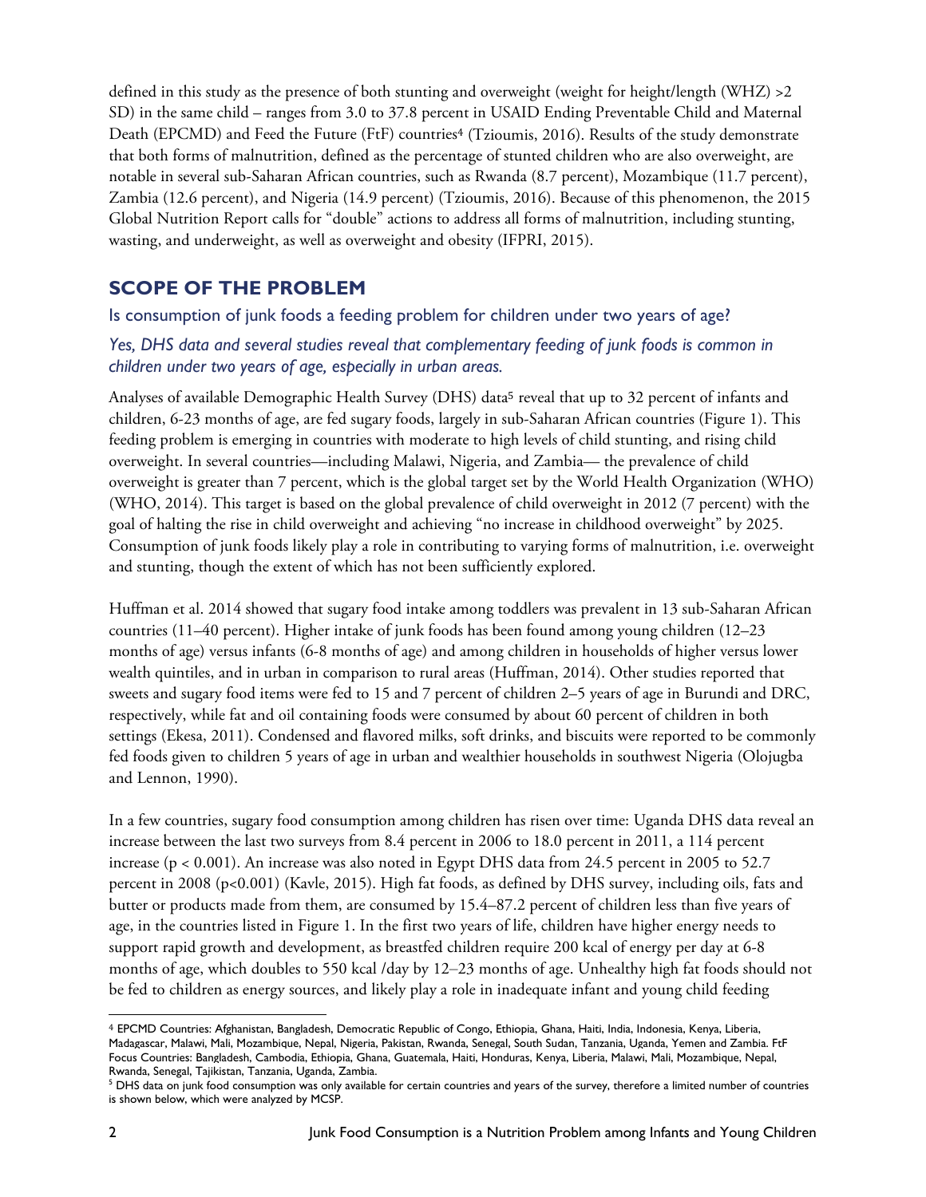defined in this study as the presence of both stunting and overweight (weight for height/length (WHZ) >2 SD) in the same child – ranges from 3.0 to 37.8 percent in USAID Ending Preventable Child and Maternal Death (EPCMD) and Feed the Future (FtF) countries[4] (Tzioumis, 2016). Results of the study demonstrate that both forms of malnutrition, defined as the percentage of stunted children who are also overweight, are notable in several sub-Saharan African countries, such as Rwanda (8.7 percent), Mozambique (11.7 percent), Zambia (12.6 percent), and Nigeria (14.9 percent) (Tzioumis, 2016). Because of this phenomenon, the 2015 Global Nutrition Report calls for "double" actions to address all forms of malnutrition, including stunting, wasting, and underweight, as well as overweight and obesity (IFPRI, 2015).

## SCOPE OF THE PROBLEM

### Is consumption of junk foods a feeding problem for children under two years of age?

*Yes, DHS data and several studies reveal that complementary feeding of junk foods is common in children under two years of age, especially in urban areas.*

Analyses of available Demographic Health Survey (DHS) data[5] reveal that up to 32 percent of infants and children, 6-23 months of age, are fed sugary foods, largely in sub-Saharan African countries (Figure 1). This feeding problem is emerging in countries with moderate to high levels of child stunting, and rising child overweight. In several countries—including Malawi, Nigeria, and Zambia— the prevalence of child overweight is greater than 7 percent, which is the global target set by the World Health Organization (WHO) (WHO, 2014). This target is based on the global prevalence of child overweight in 2012 (7 percent) with the goal of halting the rise in child overweight and achieving "no increase in childhood overweight" by 2025. Consumption of junk foods likely play a role in contributing to varying forms of malnutrition, i.e. overweight and stunting, though the extent of which has not been sufficiently explored.

Huffman et al. 2014 showed that sugary food intake among toddlers was prevalent in 13 sub-Saharan African countries (11–40 percent). Higher intake of junk foods has been found among young children (12–23 months of age) versus infants (6-8 months of age) and among children in households of higher versus lower wealth quintiles, and in urban in comparison to rural areas (Huffman, 2014). Other studies reported that sweets and sugary food items were fed to 15 and 7 percent of children 2–5 years of age in Burundi and DRC, respectively, while fat and oil containing foods were consumed by about 60 percent of children in both settings (Ekesa, 2011). Condensed and flavored milks, soft drinks, and biscuits were reported to be commonly fed foods given to children 5 years of age in urban and wealthier households in southwest Nigeria (Olojugba and Lennon, 1990).

In a few countries, sugary food consumption among children has risen over time: Uganda DHS data reveal an increase between the last two surveys from 8.4 percent in 2006 to 18.0 percent in 2011, a 114 percent increase ($p < 0.001$). An increase was also noted in Egypt DHS data from 24.5 percent in 2005 to 52.7 percent in 2008 ($p<0.001$) (Kavle, 2015). High fat foods, as defined by DHS survey, including oils, fats and butter or products made from them, are consumed by 15.4–87.2 percent of children less than five years of age, in the countries listed in Figure 1. In the first two years of life, children have higher energy needs to support rapid growth and development, as breastfed children require 200 kcal of energy per day at 6-8 months of age, which doubles to 550 kcal /day by 12–23 months of age. Unhealthy high fat foods should not be fed to children as energy sources, and likely play a role in inadequate infant and young child feeding

---

[4] EPCMD Countries: Afghanistan, Bangladesh, Democratic Republic of Congo, Ethiopia, Ghana, Haiti, India, Indonesia, Kenya, Liberia, Madagascar, Malawi, Mali, Mozambique, Nepal, Nigeria, Pakistan, Rwanda, Senegal, South Sudan, Tanzania, Uganda, Yemen and Zambia. FtF Focus Countries: Bangladesh, Cambodia, Ethiopia, Ghana, Guatemala, Haiti, Honduras, Kenya, Liberia, Malawi, Mali, Mozambique, Nepal, Rwanda, Senegal, Tajikistan, Tanzania, Uganda, Zambia.

[5] DHS data on junk food consumption was only available for certain countries and years of the survey, therefore a limited number of countries is shown below, which were analyzed by MCSP.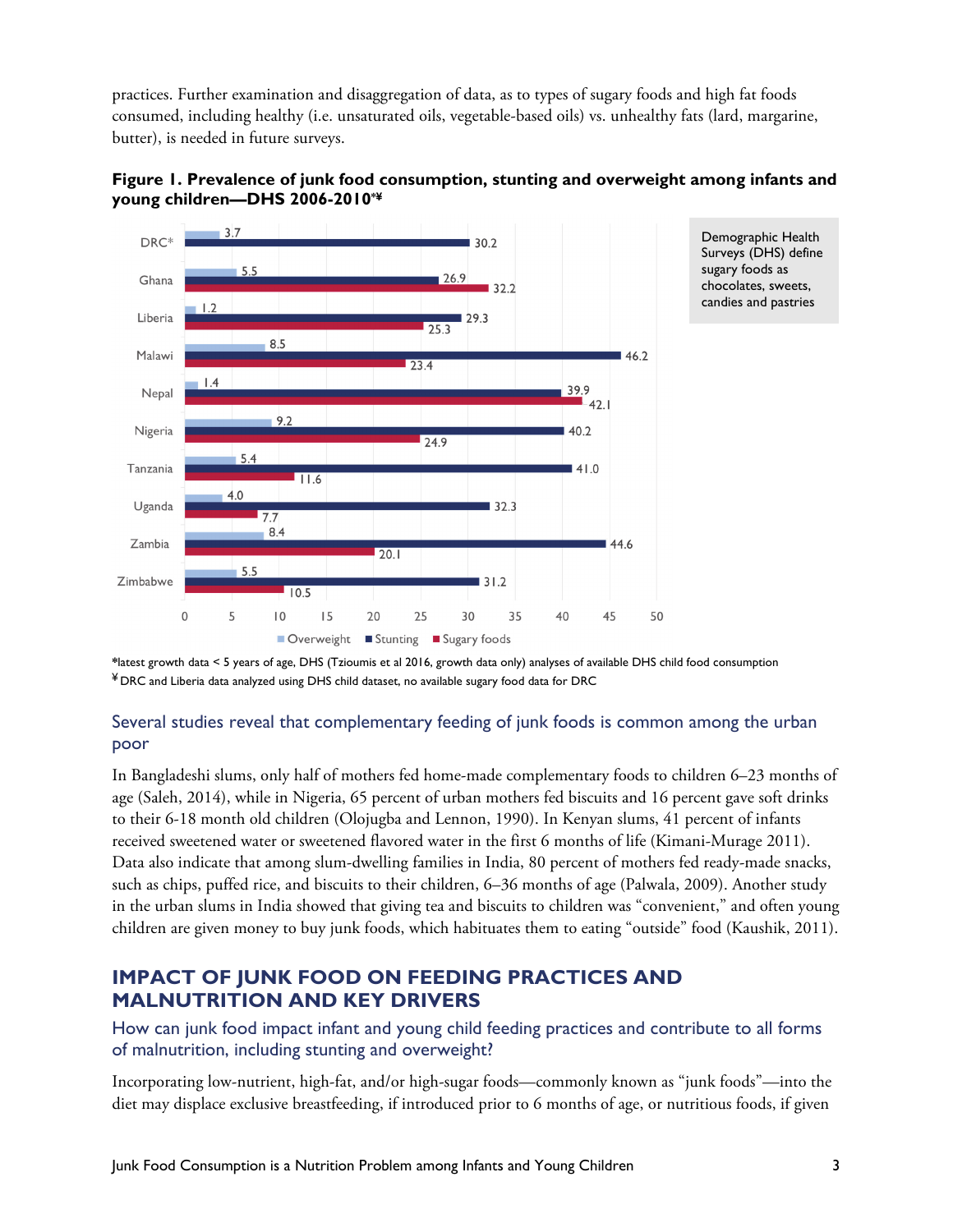practices. Further examination and disaggregation of data, as to types of sugary foods and high fat foods consumed, including healthy (i.e. unsaturated oils, vegetable-based oils) vs. unhealthy fats (lard, margarine, butter), is needed in future surveys.

**Figure 1. Prevalence of junk food consumption, stunting and overweight among infants and young children—DHS 2006-2010*¥**

| Country | Overweight | Stunting | Sugary foods |
| --- | --- | --- | --- |
| DRC* | 3.7 | 30.2 | |
| Ghana | 5.5 | 26.9 | 32.2 |
| Liberia | 1.2 | 29.3 | 25.3 |
| Malawi | 8.5 | 46.2 | 23.4 |
| Nepal | 1.4 | 39.9 | 42.1 |
| Nigeria | 9.2 | 40.2 | 24.9 |
| Tanzania | 5.4 | 41.0 | 11.6 |
| Uganda | 4.0 | 32.3 | 7.7 |
| Zambia | 8.4 | 44.6 | 20.1 |
| Zimbabwe | 5.5 | 31.2 | 10.5 |

Demographic Health Surveys (DHS) define sugary foods as chocolates, sweets, candies and pastries

*latest growth data < 5 years of age, DHS (Tzioumis et al 2016, growth data only) analyses of available DHS child food consumption
¥ DRC and Liberia data analyzed using DHS child dataset, no available sugary food data for DRC

### Several studies reveal that complementary feeding of junk foods is common among the urban poor

In Bangladeshi slums, only half of mothers fed home-made complementary foods to children 6–23 months of age (Saleh, 2014), while in Nigeria, 65 percent of urban mothers fed biscuits and 16 percent gave soft drinks to their 6-18 month old children (Olojugba and Lennon, 1990). In Kenyan slums, 41 percent of infants received sweetened water or sweetened flavored water in the first 6 months of life (Kimani-Murage 2011). Data also indicate that among slum-dwelling families in India, 80 percent of mothers fed ready-made snacks, such as chips, puffed rice, and biscuits to their children, 6–36 months of age (Palwala, 2009). Another study in the urban slums in India showed that giving tea and biscuits to children was "convenient," and often young children are given money to buy junk foods, which habituates them to eating "outside" food (Kaushik, 2011).

## IMPACT OF JUNK FOOD ON FEEDING PRACTICES AND MALNUTRITION AND KEY DRIVERS

### How can junk food impact infant and young child feeding practices and contribute to all forms of malnutrition, including stunting and overweight?

Incorporating low-nutrient, high-fat, and/or high-sugar foods—commonly known as "junk foods"—into the diet may displace exclusive breastfeeding, if introduced prior to 6 months of age, or nutritious foods, if given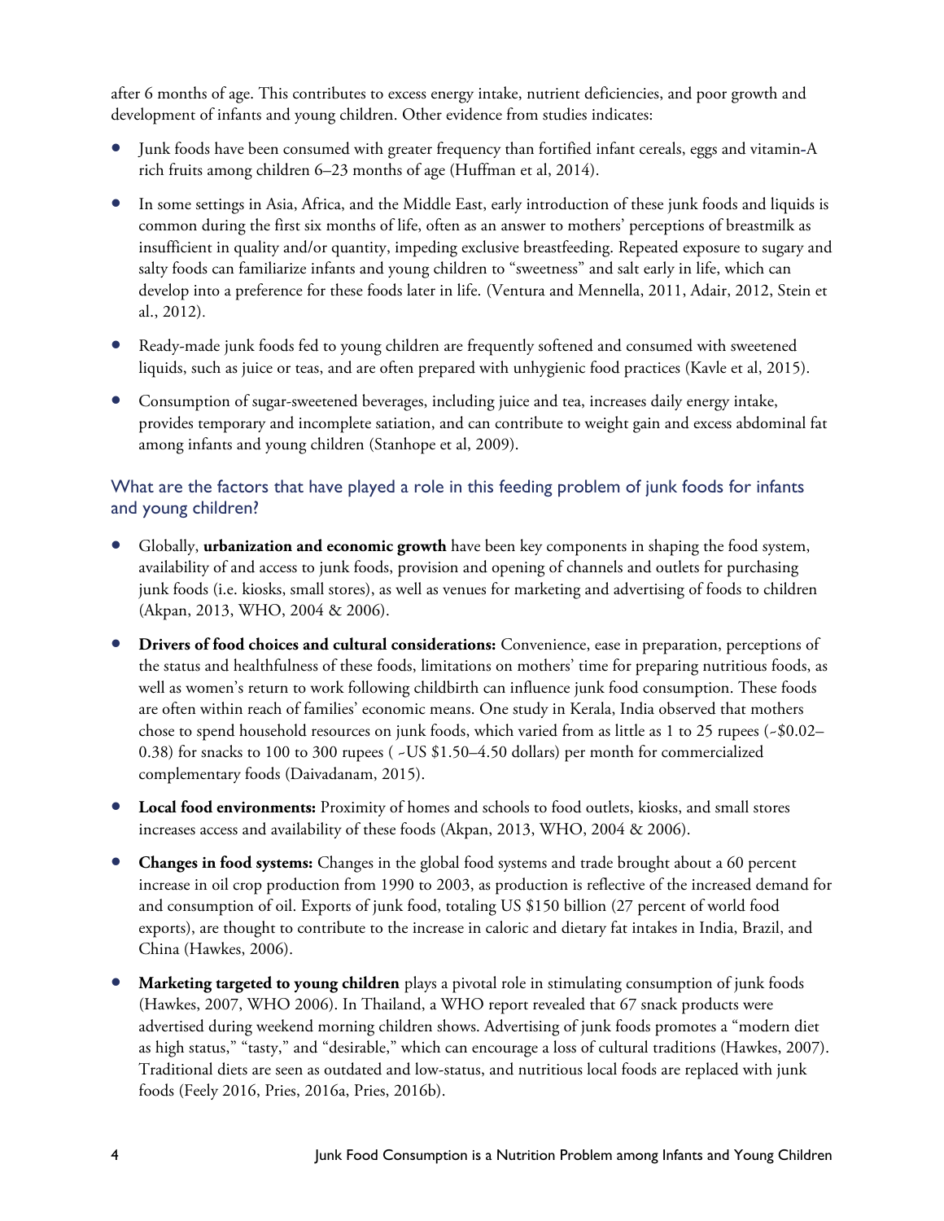after 6 months of age. This contributes to excess energy intake, nutrient deficiencies, and poor growth and development of infants and young children. Other evidence from studies indicates:

- Junk foods have been consumed with greater frequency than fortified infant cereals, eggs and vitamin-A rich fruits among children 6–23 months of age (Huffman et al, 2014).
- In some settings in Asia, Africa, and the Middle East, early introduction of these junk foods and liquids is common during the first six months of life, often as an answer to mothers' perceptions of breastmilk as insufficient in quality and/or quantity, impeding exclusive breastfeeding. Repeated exposure to sugary and salty foods can familiarize infants and young children to "sweetness" and salt early in life, which can develop into a preference for these foods later in life. (Ventura and Mennella, 2011, Adair, 2012, Stein et al., 2012).
- Ready-made junk foods fed to young children are frequently softened and consumed with sweetened liquids, such as juice or teas, and are often prepared with unhygienic food practices (Kavle et al, 2015).
- Consumption of sugar-sweetened beverages, including juice and tea, increases daily energy intake, provides temporary and incomplete satiation, and can contribute to weight gain and excess abdominal fat among infants and young children (Stanhope et al, 2009).

### What are the factors that have played a role in this feeding problem of junk foods for infants and young children?

- Globally, **urbanization and economic growth** have been key components in shaping the food system, availability of and access to junk foods, provision and opening of channels and outlets for purchasing junk foods (i.e. kiosks, small stores), as well as venues for marketing and advertising of foods to children (Akpan, 2013, WHO, 2004 & 2006).
- **Drivers of food choices and cultural considerations:** Convenience, ease in preparation, perceptions of the status and healthfulness of these foods, limitations on mothers' time for preparing nutritious foods, as well as women's return to work following childbirth can influence junk food consumption. These foods are often within reach of families' economic means. One study in Kerala, India observed that mothers chose to spend household resources on junk foods, which varied from as little as 1 to 25 rupees (~$0.02–0.38) for snacks to 100 to 300 rupees ( ~US $1.50–4.50 dollars) per month for commercialized complementary foods (Daivadanam, 2015).
- **Local food environments:** Proximity of homes and schools to food outlets, kiosks, and small stores increases access and availability of these foods (Akpan, 2013, WHO, 2004 & 2006).
- **Changes in food systems:** Changes in the global food systems and trade brought about a 60 percent increase in oil crop production from 1990 to 2003, as production is reflective of the increased demand for and consumption of oil. Exports of junk food, totaling US $150 billion (27 percent of world food exports), are thought to contribute to the increase in caloric and dietary fat intakes in India, Brazil, and China (Hawkes, 2006).
- **Marketing targeted to young children** plays a pivotal role in stimulating consumption of junk foods (Hawkes, 2007, WHO 2006). In Thailand, a WHO report revealed that 67 snack products were advertised during weekend morning children shows. Advertising of junk foods promotes a "modern diet as high status," "tasty," and "desirable," which can encourage a loss of cultural traditions (Hawkes, 2007). Traditional diets are seen as outdated and low-status, and nutritious local foods are replaced with junk foods (Feely 2016, Pries, 2016a, Pries, 2016b).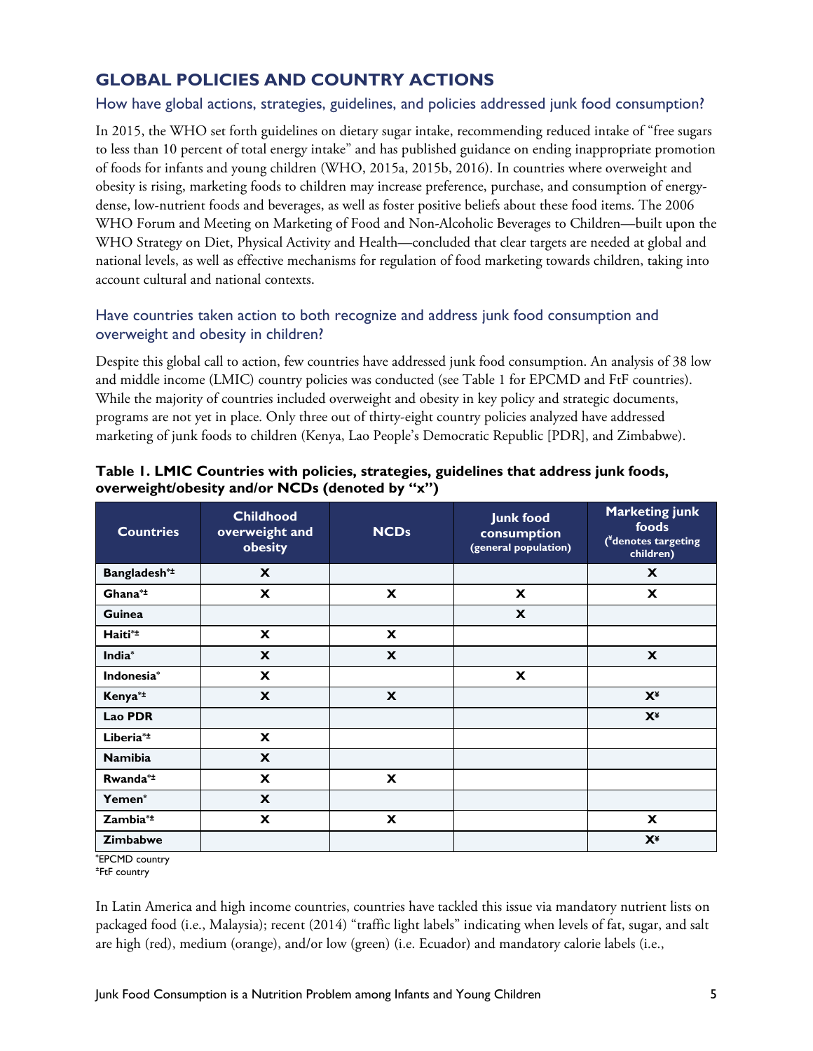## GLOBAL POLICIES AND COUNTRY ACTIONS

### How have global actions, strategies, guidelines, and policies addressed junk food consumption?

In 2015, the WHO set forth guidelines on dietary sugar intake, recommending reduced intake of "free sugars to less than 10 percent of total energy intake" and has published guidance on ending inappropriate promotion of foods for infants and young children (WHO, 2015a, 2015b, 2016). In countries where overweight and obesity is rising, marketing foods to children may increase preference, purchase, and consumption of energy-dense, low-nutrient foods and beverages, as well as foster positive beliefs about these food items. The 2006 WHO Forum and Meeting on Marketing of Food and Non-Alcoholic Beverages to Children—built upon the WHO Strategy on Diet, Physical Activity and Health—concluded that clear targets are needed at global and national levels, as well as effective mechanisms for regulation of food marketing towards children, taking into account cultural and national contexts.

### Have countries taken action to both recognize and address junk food consumption and overweight and obesity in children?

Despite this global call to action, few countries have addressed junk food consumption. An analysis of 38 low and middle income (LMIC) country policies was conducted (see Table 1 for EPCMD and FtF countries). While the majority of countries included overweight and obesity in key policy and strategic documents, programs are not yet in place. Only three out of thirty-eight country policies analyzed have addressed marketing of junk foods to children (Kenya, Lao People's Democratic Republic [PDR], and Zimbabwe).

**Table 1. LMIC Countries with policies, strategies, guidelines that address junk foods, overweight/obesity and/or NCDs (denoted by "x")**

| Countries | Childhood overweight and obesity | NCDs | Junk food consumption (general population) | Marketing junk foods (¥denotes targeting children) |
|---|---|---|---|---|
| **Bangladesh*±** | X | | | X |
| **Ghana*±** | X | X | X | X |
| **Guinea** | | | X | |
| **Haiti*±** | X | X | | |
| **India*** | X | X | | X |
| **Indonesia*** | X | | X | |
| **Kenya*±** | X | X | | X¥ |
| **Lao PDR** | | | | X¥ |
| **Liberia*±** | X | | | |
| **Namibia** | X | | | |
| **Rwanda*±** | X | X | | |
| **Yemen*** | X | | | |
| **Zambia*±** | X | X | | X |
| **Zimbabwe** | | | | X¥ |

*EPCMD country
±FtF country

In Latin America and high income countries, countries have tackled this issue via mandatory nutrient lists on packaged food (i.e., Malaysia); recent (2014) "traffic light labels" indicating when levels of fat, sugar, and salt are high (red), medium (orange), and/or low (green) (i.e. Ecuador) and mandatory calorie labels (i.e.,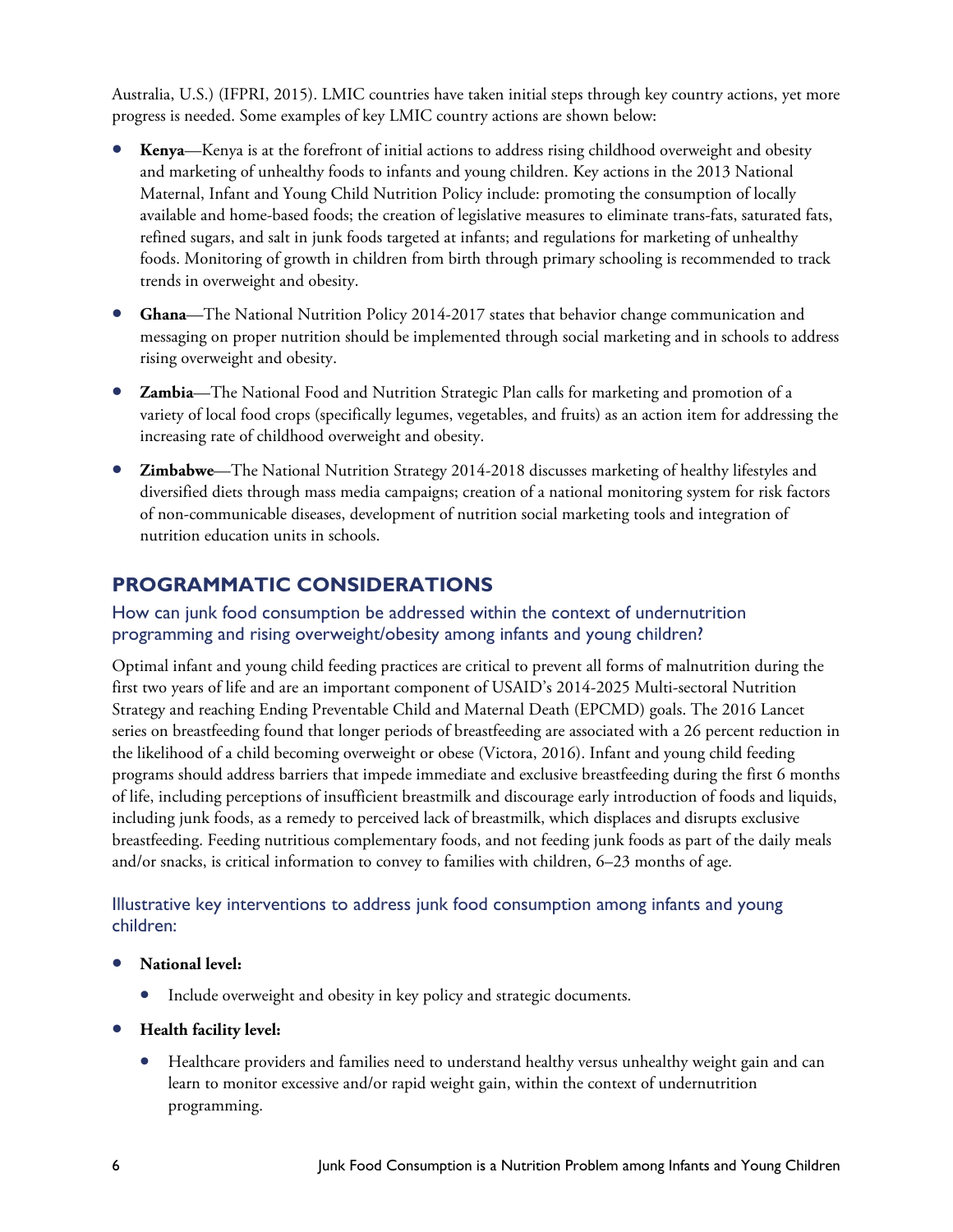Australia, U.S.) (IFPRI, 2015). LMIC countries have taken initial steps through key country actions, yet more progress is needed. Some examples of key LMIC country actions are shown below:

- **Kenya**—Kenya is at the forefront of initial actions to address rising childhood overweight and obesity and marketing of unhealthy foods to infants and young children. Key actions in the 2013 National Maternal, Infant and Young Child Nutrition Policy include: promoting the consumption of locally available and home-based foods; the creation of legislative measures to eliminate trans-fats, saturated fats, refined sugars, and salt in junk foods targeted at infants; and regulations for marketing of unhealthy foods. Monitoring of growth in children from birth through primary schooling is recommended to track trends in overweight and obesity.
- **Ghana**—The National Nutrition Policy 2014-2017 states that behavior change communication and messaging on proper nutrition should be implemented through social marketing and in schools to address rising overweight and obesity.
- **Zambia**—The National Food and Nutrition Strategic Plan calls for marketing and promotion of a variety of local food crops (specifically legumes, vegetables, and fruits) as an action item for addressing the increasing rate of childhood overweight and obesity.
- **Zimbabwe**—The National Nutrition Strategy 2014-2018 discusses marketing of healthy lifestyles and diversified diets through mass media campaigns; creation of a national monitoring system for risk factors of non-communicable diseases, development of nutrition social marketing tools and integration of nutrition education units in schools.

## PROGRAMMATIC CONSIDERATIONS

### How can junk food consumption be addressed within the context of undernutrition programming and rising overweight/obesity among infants and young children?

Optimal infant and young child feeding practices are critical to prevent all forms of malnutrition during the first two years of life and are an important component of USAID's 2014-2025 Multi-sectoral Nutrition Strategy and reaching Ending Preventable Child and Maternal Death (EPCMD) goals. The 2016 Lancet series on breastfeeding found that longer periods of breastfeeding are associated with a 26 percent reduction in the likelihood of a child becoming overweight or obese (Victora, 2016). Infant and young child feeding programs should address barriers that impede immediate and exclusive breastfeeding during the first 6 months of life, including perceptions of insufficient breastmilk and discourage early introduction of foods and liquids, including junk foods, as a remedy to perceived lack of breastmilk, which displaces and disrupts exclusive breastfeeding. Feeding nutritious complementary foods, and not feeding junk foods as part of the daily meals and/or snacks, is critical information to convey to families with children, 6–23 months of age.

### Illustrative key interventions to address junk food consumption among infants and young children:

- **National level:**
  - Include overweight and obesity in key policy and strategic documents.
- **Health facility level:**
  - Healthcare providers and families need to understand healthy versus unhealthy weight gain and can learn to monitor excessive and/or rapid weight gain, within the context of undernutrition programming.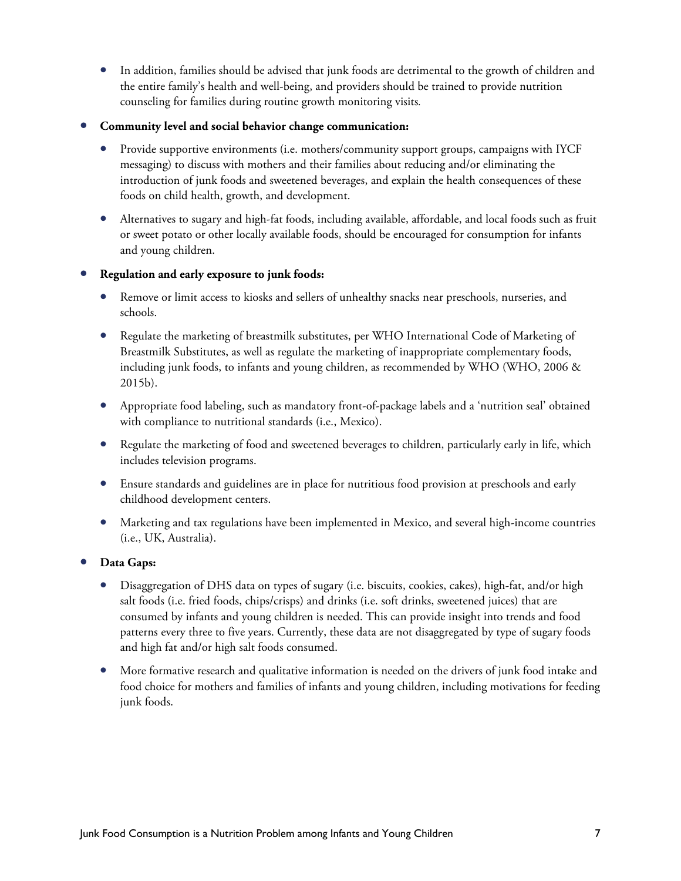- In addition, families should be advised that junk foods are detrimental to the growth of children and the entire family's health and well-being, and providers should be trained to provide nutrition counseling for families during routine growth monitoring visits.

- **Community level and social behavior change communication:**
  - Provide supportive environments (i.e. mothers/community support groups, campaigns with IYCF messaging) to discuss with mothers and their families about reducing and/or eliminating the introduction of junk foods and sweetened beverages, and explain the health consequences of these foods on child health, growth, and development.
  - Alternatives to sugary and high-fat foods, including available, affordable, and local foods such as fruit or sweet potato or other locally available foods, should be encouraged for consumption for infants and young children.

- **Regulation and early exposure to junk foods:**
  - Remove or limit access to kiosks and sellers of unhealthy snacks near preschools, nurseries, and schools.
  - Regulate the marketing of breastmilk substitutes, per WHO International Code of Marketing of Breastmilk Substitutes, as well as regulate the marketing of inappropriate complementary foods, including junk foods, to infants and young children, as recommended by WHO (WHO, 2006 & 2015b).
  - Appropriate food labeling, such as mandatory front-of-package labels and a 'nutrition seal' obtained with compliance to nutritional standards (i.e., Mexico).
  - Regulate the marketing of food and sweetened beverages to children, particularly early in life, which includes television programs.
  - Ensure standards and guidelines are in place for nutritious food provision at preschools and early childhood development centers.
  - Marketing and tax regulations have been implemented in Mexico, and several high-income countries (i.e., UK, Australia).

- **Data Gaps:**
  - Disaggregation of DHS data on types of sugary (i.e. biscuits, cookies, cakes), high-fat, and/or high salt foods (i.e. fried foods, chips/crisps) and drinks (i.e. soft drinks, sweetened juices) that are consumed by infants and young children is needed. This can provide insight into trends and food patterns every three to five years. Currently, these data are not disaggregated by type of sugary foods and high fat and/or high salt foods consumed.
  - More formative research and qualitative information is needed on the drivers of junk food intake and food choice for mothers and families of infants and young children, including motivations for feeding junk foods.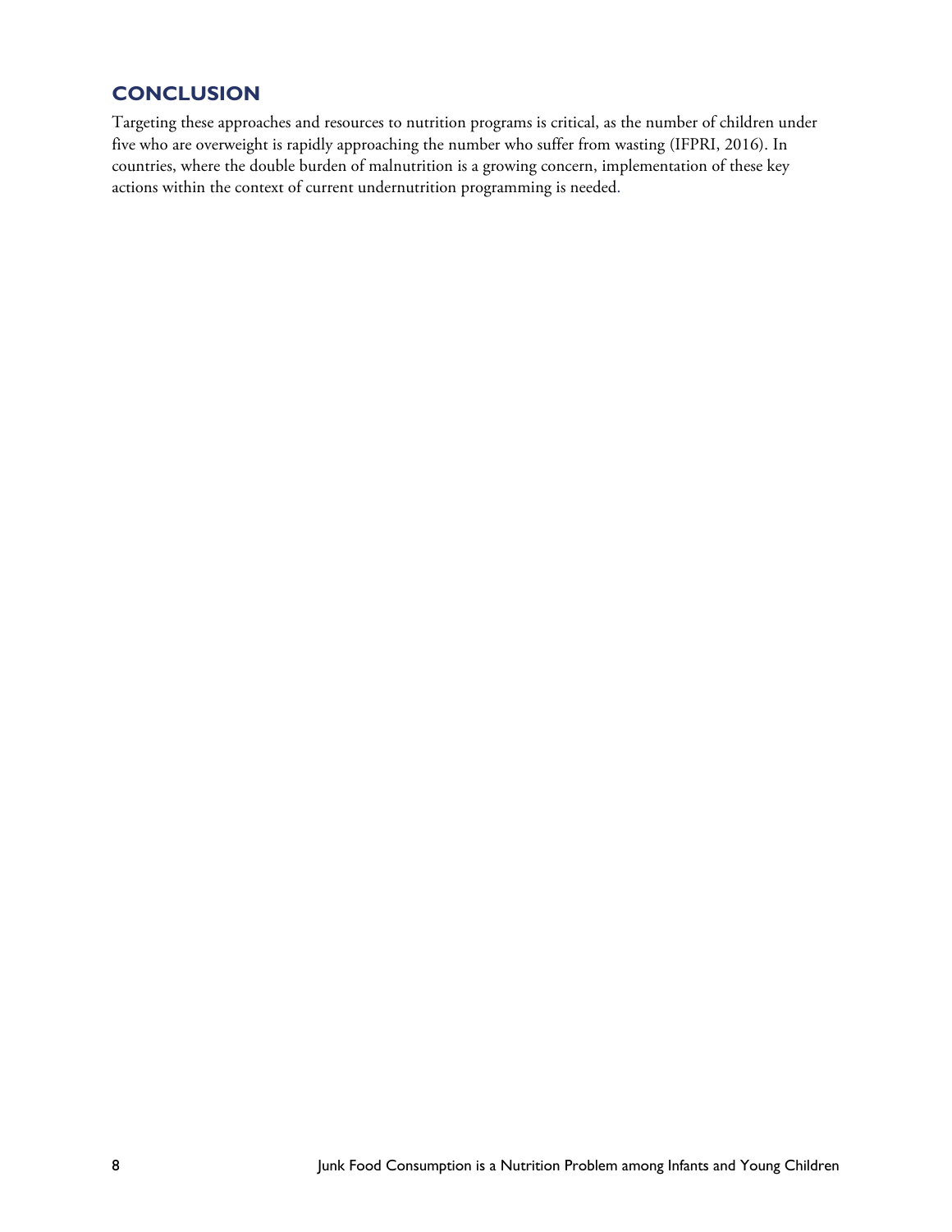## CONCLUSION

Targeting these approaches and resources to nutrition programs is critical, as the number of children under five who are overweight is rapidly approaching the number who suffer from wasting (IFPRI, 2016). In countries, where the double burden of malnutrition is a growing concern, implementation of these key actions within the context of current undernutrition programming is needed.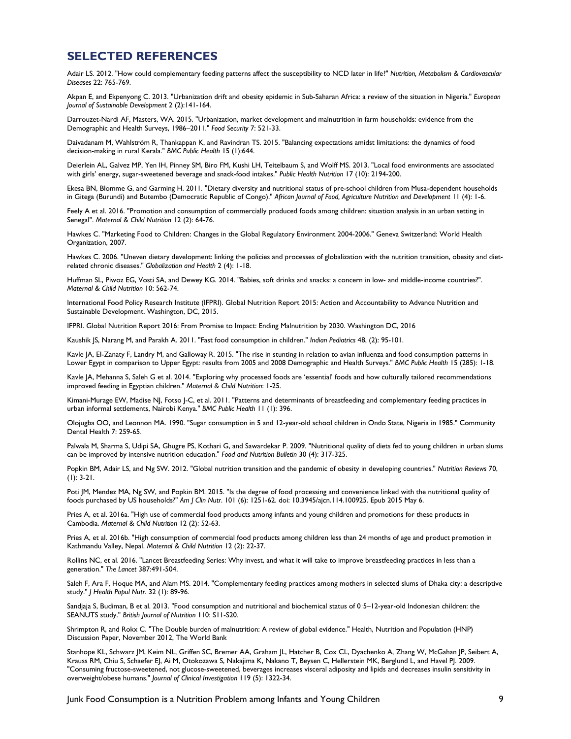## SELECTED REFERENCES

Adair LS. 2012. "How could complementary feeding patterns affect the susceptibility to NCD later in life?" *Nutrition, Metabolism & Cardiovascular Diseases* 22: 765-769.

Akpan E, and Ekpenyong C. 2013. "Urbanization drift and obesity epidemic in Sub-Saharan Africa: a review of the situation in Nigeria." *European Journal of Sustainable Development* 2 (2):141-164.

Darrouzet-Nardi AF, Masters, WA. 2015. "Urbanization, market development and malnutrition in farm households: evidence from the Demographic and Health Surveys, 1986–2011." *Food Security* 7: 521-33.

Daivadanam M, Wahlström R, Thankappan K, and Ravindran TS. 2015. "Balancing expectations amidst limitations: the dynamics of food decision-making in rural Kerala." *BMC Public Health* 15 (1):644.

Deierlein AL, Galvez MP, Yen IH, Pinney SM, Biro FM, Kushi LH, Teitelbaum S, and Wolff MS. 2013. "Local food environments are associated with girls' energy, sugar-sweetened beverage and snack-food intakes." *Public Health Nutrition* 17 (10): 2194-200.

Ekesa BN, Blomme G, and Garming H. 2011. "Dietary diversity and nutritional status of pre-school children from Musa-dependent households in Gitega (Burundi) and Butembo (Democratic Republic of Congo)." *African Journal of Food, Agriculture Nutrition and Development* 11 (4): 1-6.

Feely A et al. 2016. "Promotion and consumption of commercially produced foods among children: situation analysis in an urban setting in Senegal". *Maternal & Child Nutrition* 12 (2): 64-76.

Hawkes C. "Marketing Food to Children: Changes in the Global Regulatory Environment 2004-2006." Geneva Switzerland: World Health Organization, 2007.

Hawkes C. 2006. "Uneven dietary development: linking the policies and processes of globalization with the nutrition transition, obesity and diet-related chronic diseases." *Globalization and Health* 2 (4): 1-18.

Huffman SL, Piwoz EG, Vosti SA, and Dewey KG. 2014. "Babies, soft drinks and snacks: a concern in low- and middle-income countries?". *Maternal & Child Nutrition* 10: 562-74.

International Food Policy Research Institute (IFPRI). Global Nutrition Report 2015: Action and Accountability to Advance Nutrition and Sustainable Development. Washington, DC, 2015.

IFPRI. Global Nutrition Report 2016: From Promise to Impact: Ending Malnutrition by 2030. Washington DC, 2016

Kaushik JS, Narang M, and Parakh A. 2011. "Fast food consumption in children." *Indian Pediatrics* 48, (2): 95-101.

Kavle JA, El-Zanaty F, Landry M, and Galloway R. 2015. "The rise in stunting in relation to avian influenza and food consumption patterns in Lower Egypt in comparison to Upper Egypt: results from 2005 and 2008 Demographic and Health Surveys." *BMC Public Health* 15 (285): 1-18.

Kavle JA, Mehanna S, Saleh G et al. 2014. "Exploring why processed foods are 'essential' foods and how culturally tailored recommendations improved feeding in Egyptian children." *Maternal & Child Nutrition*: 1-25.

Kimani-Murage EW, Madise NJ, Fotso J-C, et al. 2011. "Patterns and determinants of breastfeeding and complementary feeding practices in urban informal settlements, Nairobi Kenya." *BMC Public Health* 11 (1): 396.

Olojugba OO, and Leonnon MA. 1990. "Sugar consumption in 5 and 12-year-old school children in Ondo State, Nigeria in 1985." Community Dental Health 7: 259-65.

Palwala M, Sharma S, Udipi SA, Ghugre PS, Kothari G, and Sawardekar P. 2009. "Nutritional quality of diets fed to young children in urban slums can be improved by intensive nutrition education." *Food and Nutrition Bulletin* 30 (4): 317-325.

Popkin BM, Adair LS, and Ng SW. 2012. "Global nutrition transition and the pandemic of obesity in developing countries." *Nutrition Reviews* 70, (1): 3-21.

Poti JM, Mendez MA, Ng SW, and Popkin BM. 2015. "Is the degree of food processing and convenience linked with the nutritional quality of foods purchased by US households?" *Am J Clin Nutr.* 101 (6): 1251-62. doi: 10.3945/ajcn.114.100925. Epub 2015 May 6.

Pries A, et al. 2016a. "High use of commercial food products among infants and young children and promotions for these products in Cambodia. *Maternal & Child Nutrition* 12 (2): 52-63.

Pries A, et al. 2016b. "High consumption of commercial food products among children less than 24 months of age and product promotion in Kathmandu Valley, Nepal. *Maternal & Child Nutrition* 12 (2): 22-37.

Rollins NC, et al. 2016. "Lancet Breastfeeding Series: Why invest, and what it will take to improve breastfeeding practices in less than a generation." *The Lancet* 387:491-504.

Saleh F, Ara F, Hoque MA, and Alam MS. 2014. "Complementary feeding practices among mothers in selected slums of Dhaka city: a descriptive study." *J Health Popul Nutr.* 32 (1): 89-96.

Sandjaja S, Budiman, B et al. 2013. "Food consumption and nutritional and biochemical status of 0·5–12-year-old Indonesian children: the SEANUTS study." *British Journal of Nutrition* 110: S11-S20.

Shrimpton R, and Rokx C. "The Double burden of malnutrition: A review of global evidence." Health, Nutrition and Population (HNP) Discussion Paper, November 2012, The World Bank

Stanhope KL, Schwarz JM, Keim NL, Griffen SC, Bremer AA, Graham JL, Hatcher B, Cox CL, Dyachenko A, Zhang W, McGahan JP, Seibert A, Krauss RM, Chiu S, Schaefer EJ, Ai M, Otokozawa S, Nakajima K, Nakano T, Beysen C, Hellerstein MK, Berglund L, and Havel PJ. 2009. "Consuming fructose-sweetened, not glucose-sweetened, beverages increases visceral adiposity and lipids and decreases insulin sensitivity in overweight/obese humans." *Journal of Clinical Investigation* 119 (5): 1322-34.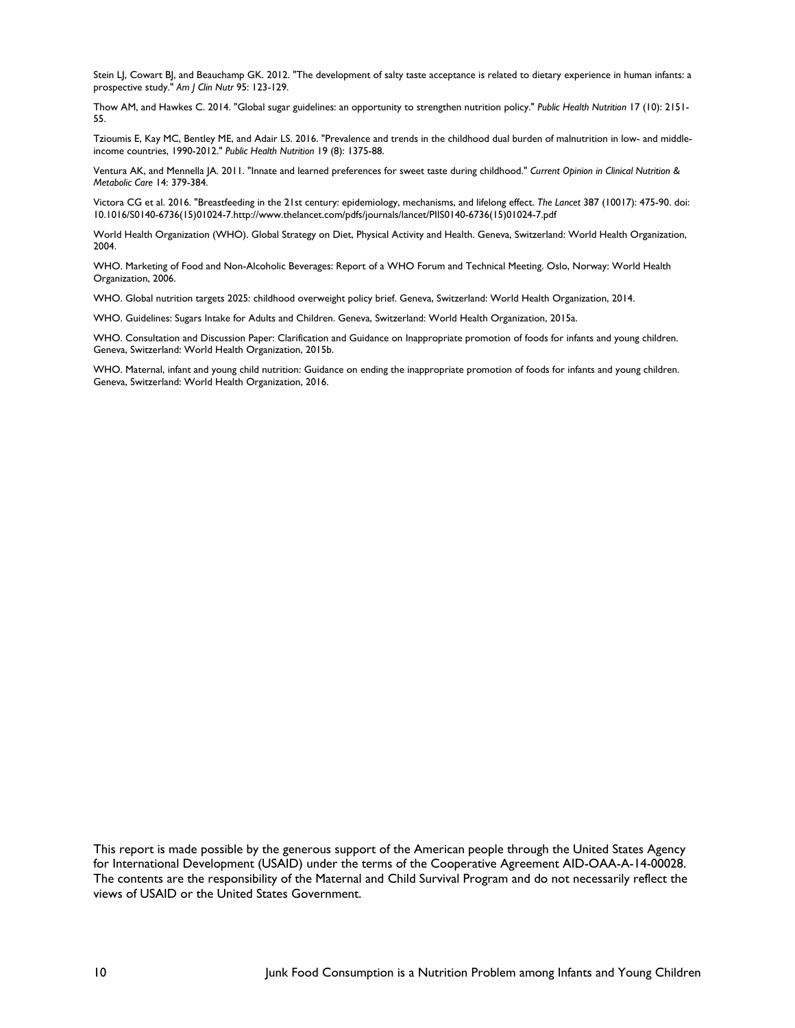Stein LJ, Cowart BJ, and Beauchamp GK. 2012. "The development of salty taste acceptance is related to dietary experience in human infants: a prospective study." *Am J Clin Nutr* 95: 123-129.

Thow AM, and Hawkes C. 2014. "Global sugar guidelines: an opportunity to strengthen nutrition policy." *Public Health Nutrition* 17 (10): 2151-55.

Tzioumis E, Kay MC, Bentley ME, and Adair LS. 2016. "Prevalence and trends in the childhood dual burden of malnutrition in low- and middle-income countries, 1990-2012." *Public Health Nutrition* 19 (8): 1375-88.

Ventura AK, and Mennella JA. 2011. "Innate and learned preferences for sweet taste during childhood." *Current Opinion in Clinical Nutrition & Metabolic Care* 14: 379-384.

Victora CG et al. 2016. "Breastfeeding in the 21st century: epidemiology, mechanisms, and lifelong effect. *The Lancet* 387 (10017): 475-90. doi: 10.1016/S0140-6736(15)01024-7.http://www.thelancet.com/pdfs/journals/lancet/PIIS0140-6736(15)01024-7.pdf

World Health Organization (WHO). Global Strategy on Diet, Physical Activity and Health. Geneva, Switzerland: World Health Organization, 2004.

WHO. Marketing of Food and Non-Alcoholic Beverages: Report of a WHO Forum and Technical Meeting. Oslo, Norway: World Health Organization, 2006.

WHO. Global nutrition targets 2025: childhood overweight policy brief. Geneva, Switzerland: World Health Organization, 2014.

WHO. Guidelines: Sugars Intake for Adults and Children. Geneva, Switzerland: World Health Organization, 2015a.

WHO. Consultation and Discussion Paper: Clarification and Guidance on Inappropriate promotion of foods for infants and young children. Geneva, Switzerland: World Health Organization, 2015b.

WHO. Maternal, infant and young child nutrition: Guidance on ending the inappropriate promotion of foods for infants and young children. Geneva, Switzerland: World Health Organization, 2016.

This report is made possible by the generous support of the American people through the United States Agency for International Development (USAID) under the terms of the Cooperative Agreement AID-OAA-A-14-00028. The contents are the responsibility of the Maternal and Child Survival Program and do not necessarily reflect the views of USAID or the United States Government.